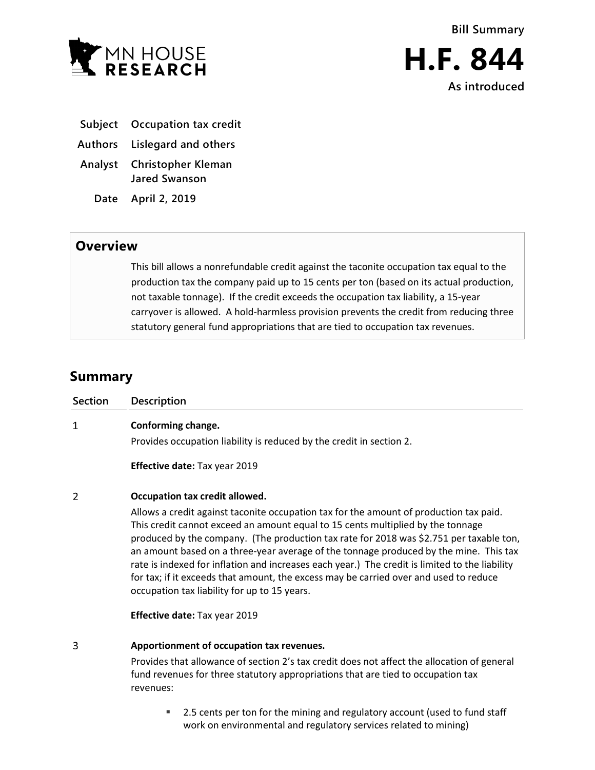MN HOUSE RESEARCH

**Bill Summary**

# H.F. 844

**As introduced**

| | |
|---|---|
| **Subject** | **Occupation tax credit** |
| **Authors** | **Lislegard and others** |
| **Analyst** | **Christopher Kleman** <br> **Jared Swanson** |
| **Date** | **April 2, 2019** |

## Overview

This bill allows a nonrefundable credit against the taconite occupation tax equal to the production tax the company paid up to 15 cents per ton (based on its actual production, not taxable tonnage). If the credit exceeds the occupation tax liability, a 15-year carryover is allowed. A hold-harmless provision prevents the credit from reducing three statutory general fund appropriations that are tied to occupation tax revenues.

## Summary

| Section | Description |
|---|---|
| 1 | **Conforming change.**<br>Provides occupation liability is reduced by the credit in section 2.<br><br>**Effective date:** Tax year 2019 |
| 2 | **Occupation tax credit allowed.**<br>Allows a credit against taconite occupation tax for the amount of production tax paid. This credit cannot exceed an amount equal to 15 cents multiplied by the tonnage produced by the company. (The production tax rate for 2018 was $2.751 per taxable ton, an amount based on a three-year average of the tonnage produced by the mine. This tax rate is indexed for inflation and increases each year.) The credit is limited to the liability for tax; if it exceeds that amount, the excess may be carried over and used to reduce occupation tax liability for up to 15 years.<br><br>**Effective date:** Tax year 2019 |
| 3 | **Apportionment of occupation tax revenues.**<br>Provides that allowance of section 2's tax credit does not affect the allocation of general fund revenues for three statutory appropriations that are tied to occupation tax revenues:<br><br>▪ 2.5 cents per ton for the mining and regulatory account (used to fund staff work on environmental and regulatory services related to mining) |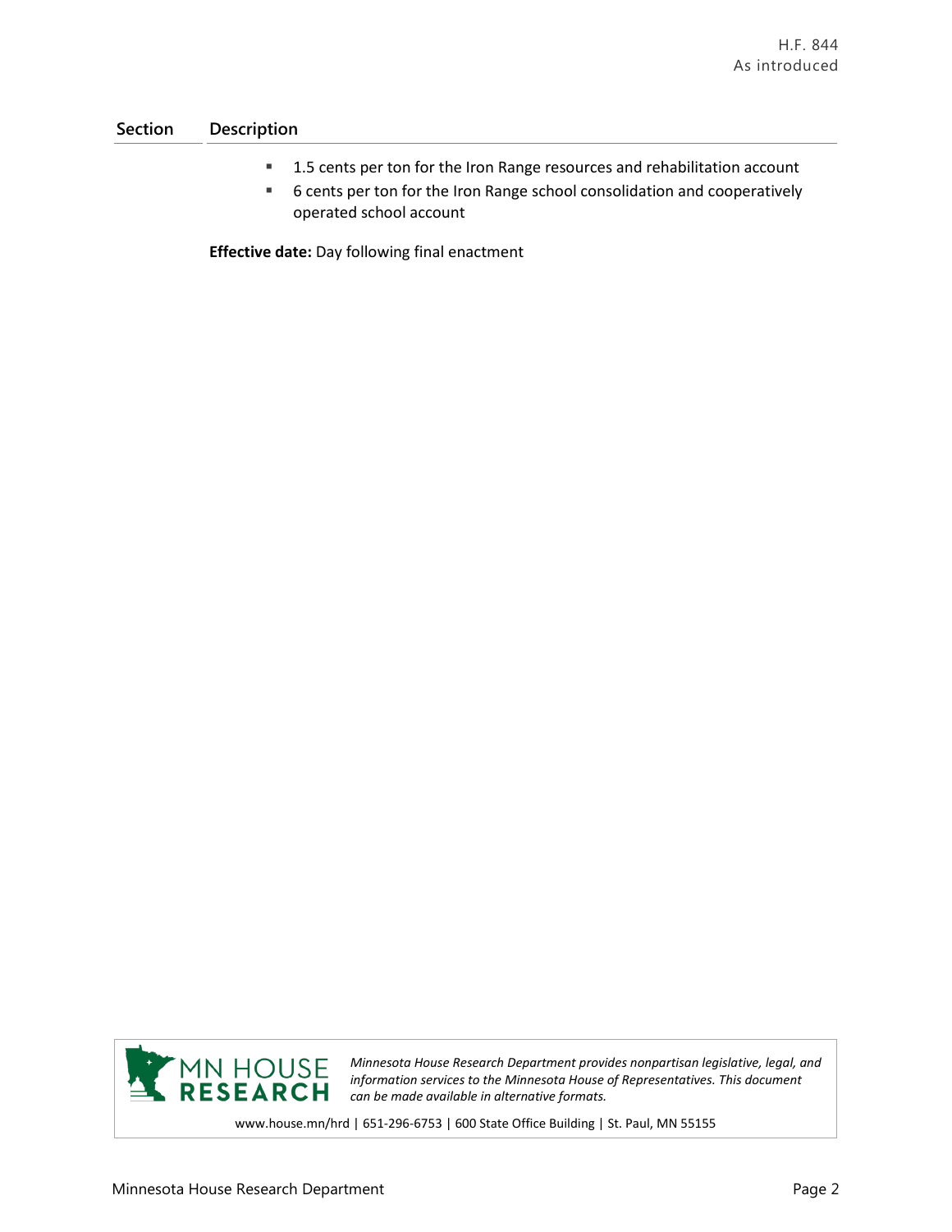| Section | Description |
|---|---|
| | - 1.5 cents per ton for the Iron Range resources and rehabilitation account<br>- 6 cents per ton for the Iron Range school consolidation and cooperatively operated school account<br><br>**Effective date:** Day following final enactment |

MN HOUSE RESEARCH

*Minnesota House Research Department provides nonpartisan legislative, legal, and information services to the Minnesota House of Representatives. This document can be made available in alternative formats.*

www.house.mn/hrd | 651-296-6753 | 600 State Office Building | St. Paul, MN 55155